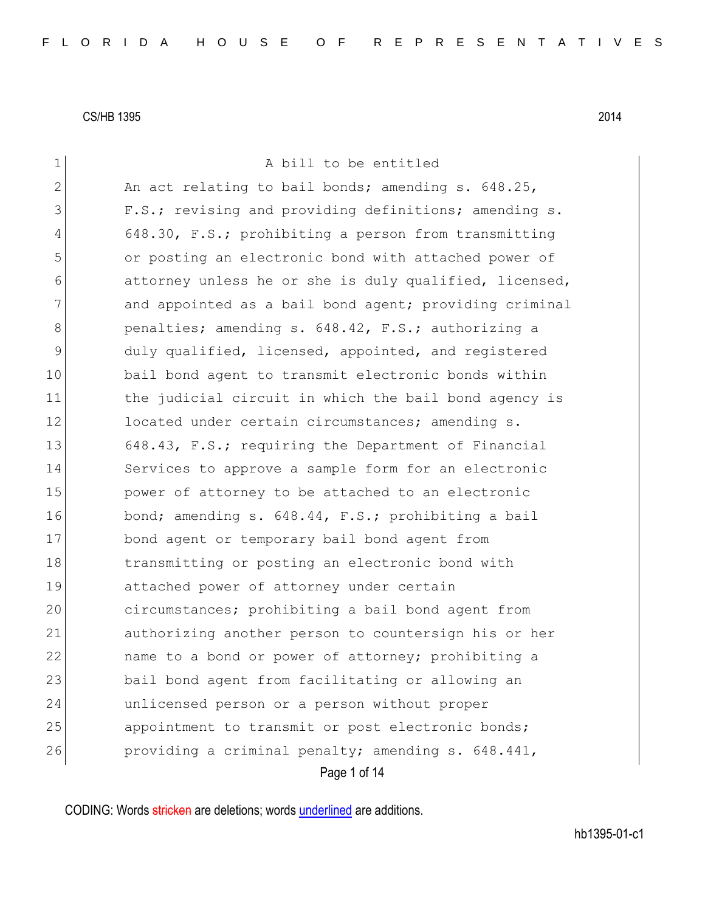CS/HB 1395 2014

A bill to be entitled

An act relating to bail bonds; amending s. 648.25, F.S.; revising and providing definitions; amending s. 648.30, F.S.; prohibiting a person from transmitting or posting an electronic bond with attached power of attorney unless he or she is duly qualified, licensed, and appointed as a bail bond agent; providing criminal penalties; amending s. 648.42, F.S.; authorizing a duly qualified, licensed, appointed, and registered bail bond agent to transmit electronic bonds within the judicial circuit in which the bail bond agency is located under certain circumstances; amending s. 648.43, F.S.; requiring the Department of Financial Services to approve a sample form for an electronic power of attorney to be attached to an electronic bond; amending s. 648.44, F.S.; prohibiting a bail bond agent or temporary bail bond agent from transmitting or posting an electronic bond with attached power of attorney under certain circumstances; prohibiting a bail bond agent from authorizing another person to countersign his or her name to a bond or power of attorney; prohibiting a bail bond agent from facilitating or allowing an unlicensed person or a person without proper appointment to transmit or post electronic bonds; providing a criminal penalty; amending s. 648.441,

CODING: Words ~~stricken~~ are deletions; words underlined are additions.

hb1395-01-c1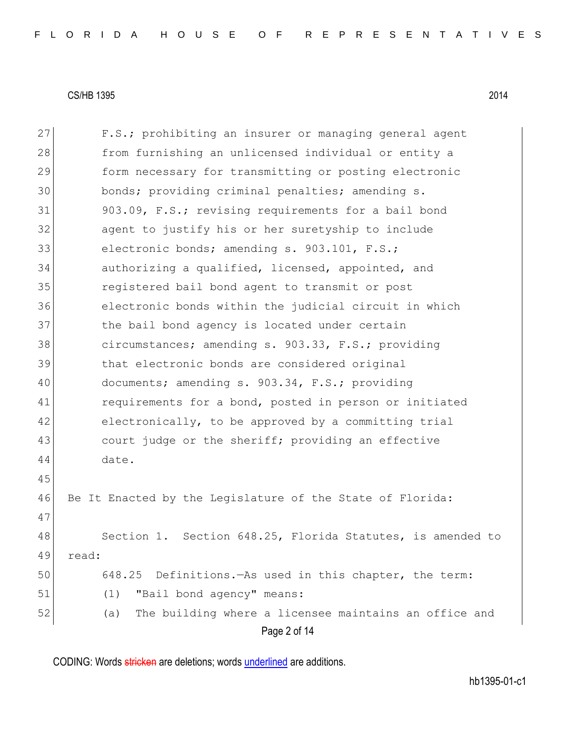F.S.; prohibiting an insurer or managing general agent from furnishing an unlicensed individual or entity a form necessary for transmitting or posting electronic bonds; providing criminal penalties; amending s. 903.09, F.S.; revising requirements for a bail bond agent to justify his or her suretyship to include electronic bonds; amending s. 903.101, F.S.; authorizing a qualified, licensed, appointed, and registered bail bond agent to transmit or post electronic bonds within the judicial circuit in which the bail bond agency is located under certain circumstances; amending s. 903.33, F.S.; providing that electronic bonds are considered original documents; amending s. 903.34, F.S.; providing requirements for a bond, posted in person or initiated electronically, to be approved by a committing trial court judge or the sheriff; providing an effective date.

Be It Enacted by the Legislature of the State of Florida:

Section 1. Section 648.25, Florida Statutes, is amended to read:

648.25 Definitions.—As used in this chapter, the term:

(1) "Bail bond agency" means:

(a) The building where a licensee maintains an office and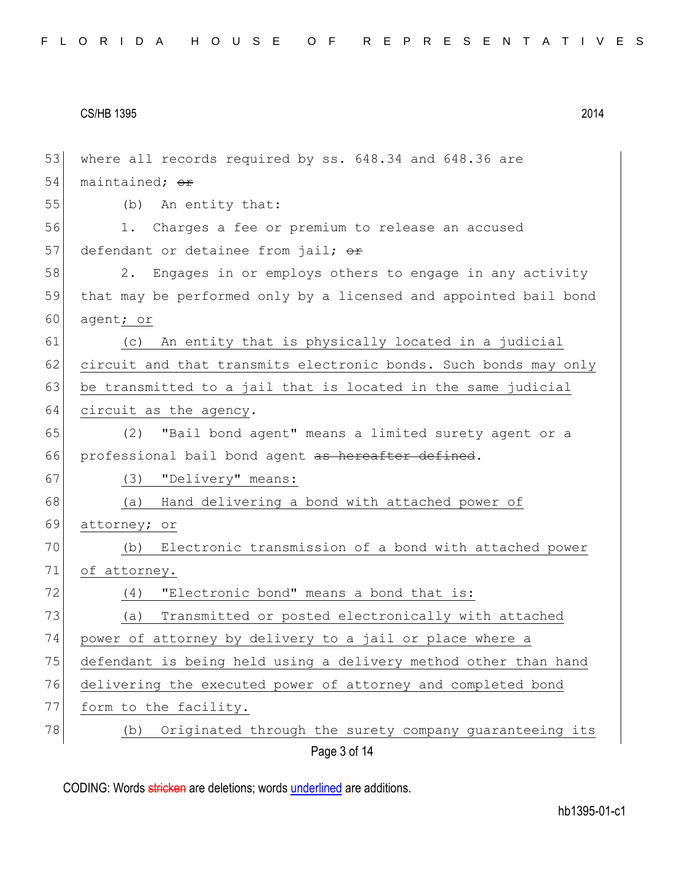where all records required by ss. 648.34 and 648.36 are maintained; ~~or~~

(b) An entity that:

1. Charges a fee or premium to release an accused defendant or detainee from jail; ~~or~~

2. Engages in or employs others to engage in any activity that may be performed only by a licensed and appointed bail bond agent; or

(c) An entity that is physically located in a judicial circuit and that transmits electronic bonds. Such bonds may only be transmitted to a jail that is located in the same judicial circuit as the agency.

(2) "Bail bond agent" means a limited surety agent or a professional bail bond agent ~~as hereafter defined~~.

(3) "Delivery" means:

(a) Hand delivering a bond with attached power of attorney; or

(b) Electronic transmission of a bond with attached power of attorney.

(4) "Electronic bond" means a bond that is:

(a) Transmitted or posted electronically with attached power of attorney by delivery to a jail or place where a defendant is being held using a delivery method other than hand delivering the executed power of attorney and completed bond form to the facility.

(b) Originated through the surety company guaranteeing its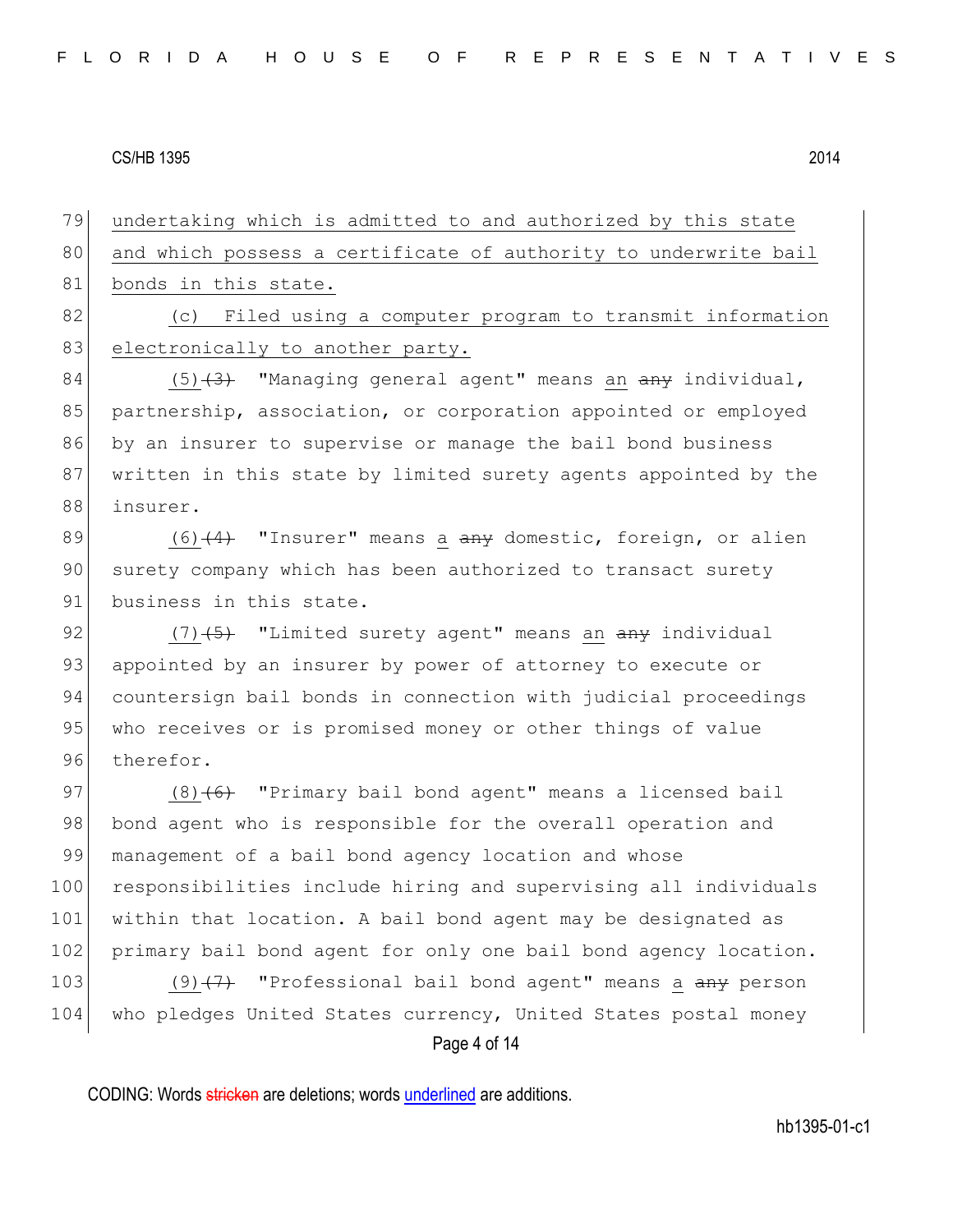undertaking which is admitted to and authorized by this state and which possess a certificate of authority to underwrite bail bonds in this state.

(c) Filed using a computer program to transmit information electronically to another party.

(5) ~~(3)~~ "Managing general agent" means an ~~any~~ individual, partnership, association, or corporation appointed or employed by an insurer to supervise or manage the bail bond business written in this state by limited surety agents appointed by the insurer.

(6) ~~(4)~~ "Insurer" means a ~~any~~ domestic, foreign, or alien surety company which has been authorized to transact surety business in this state.

(7) ~~(5)~~ "Limited surety agent" means an ~~any~~ individual appointed by an insurer by power of attorney to execute or countersign bail bonds in connection with judicial proceedings who receives or is promised money or other things of value therefor.

(8) ~~(6)~~ "Primary bail bond agent" means a licensed bail bond agent who is responsible for the overall operation and management of a bail bond agency location and whose responsibilities include hiring and supervising all individuals within that location. A bail bond agent may be designated as primary bail bond agent for only one bail bond agency location.

(9) ~~(7)~~ "Professional bail bond agent" means a ~~any~~ person who pledges United States currency, United States postal money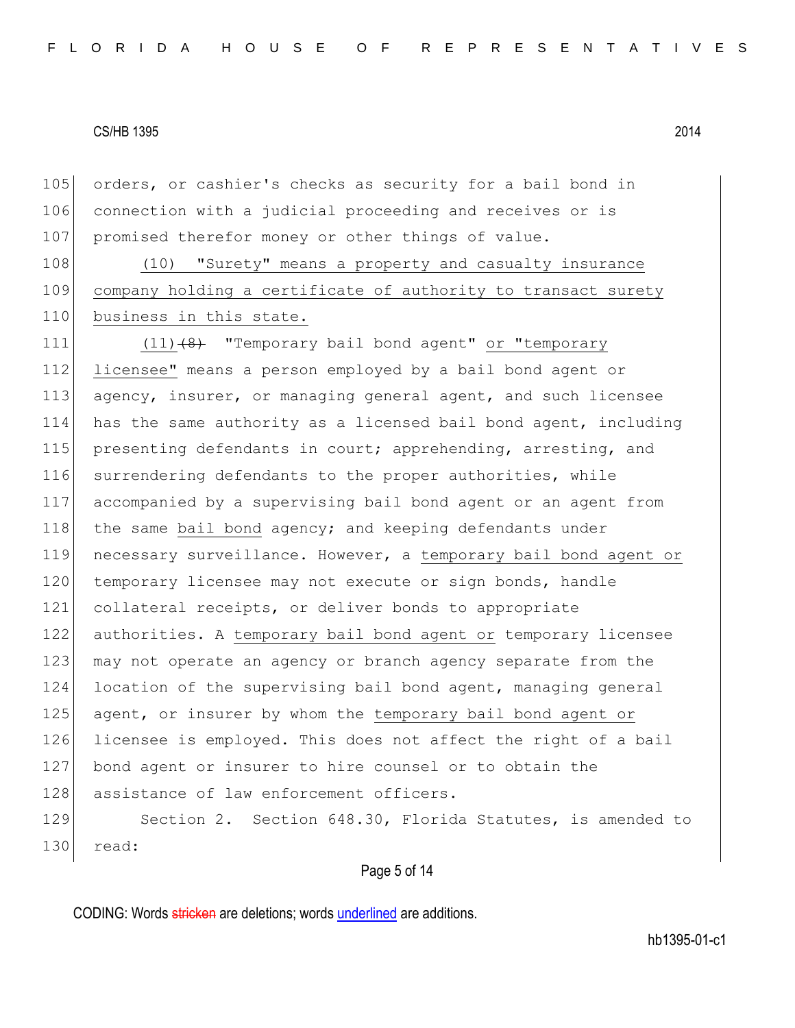orders, or cashier's checks as security for a bail bond in connection with a judicial proceeding and receives or is promised therefor money or other things of value.

(10) "Surety" means a property and casualty insurance company holding a certificate of authority to transact surety business in this state.

(11) ~~(8)~~ "Temporary bail bond agent" or "temporary licensee" means a person employed by a bail bond agent or agency, insurer, or managing general agent, and such licensee has the same authority as a licensed bail bond agent, including presenting defendants in court; apprehending, arresting, and surrendering defendants to the proper authorities, while accompanied by a supervising bail bond agent or an agent from the same bail bond agency; and keeping defendants under necessary surveillance. However, a temporary bail bond agent or temporary licensee may not execute or sign bonds, handle collateral receipts, or deliver bonds to appropriate authorities. A temporary bail bond agent or temporary licensee may not operate an agency or branch agency separate from the location of the supervising bail bond agent, managing general agent, or insurer by whom the temporary bail bond agent or licensee is employed. This does not affect the right of a bail bond agent or insurer to hire counsel or to obtain the assistance of law enforcement officers.

Section 2. Section 648.30, Florida Statutes, is amended to read: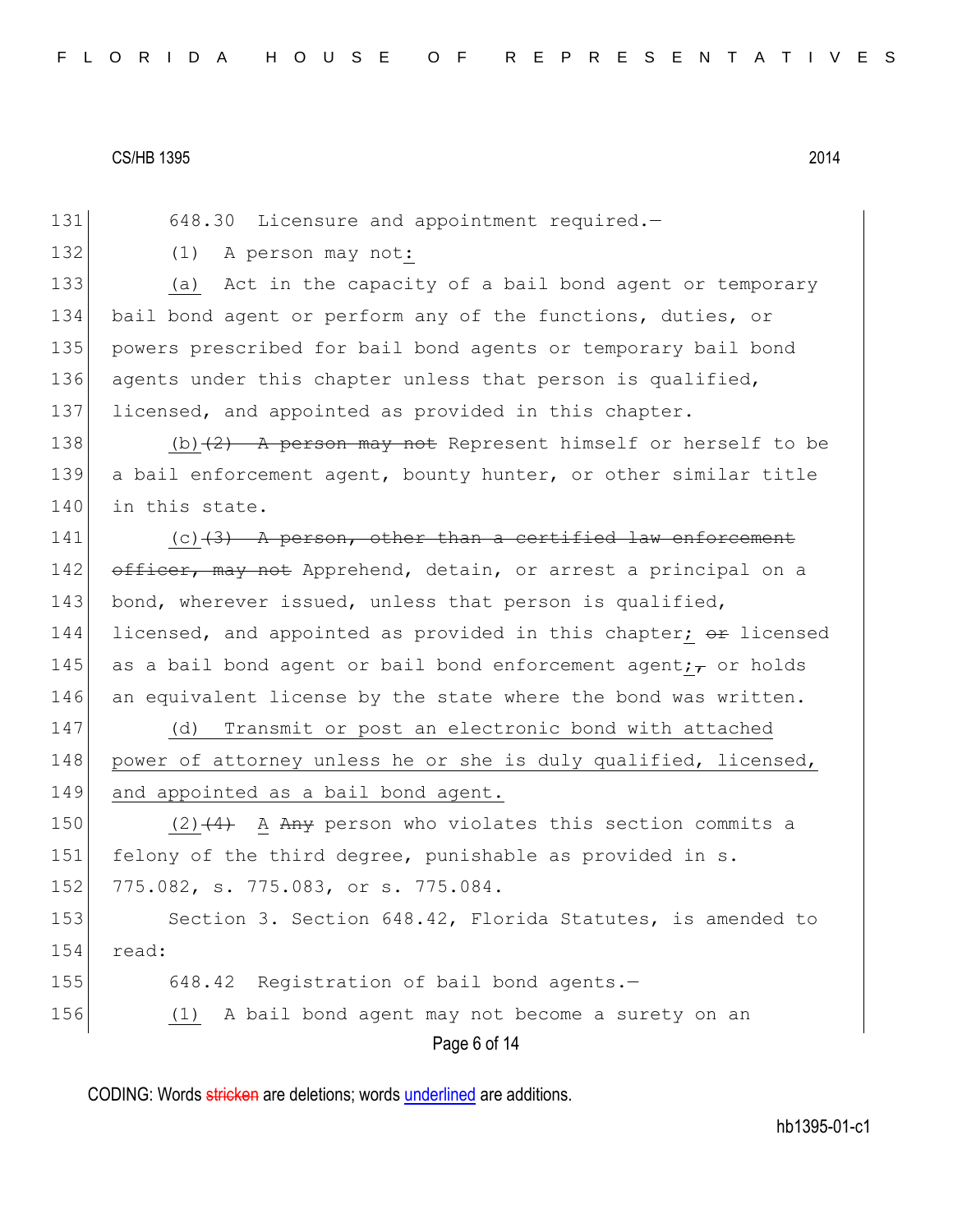648.30 Licensure and appointment required.—

(1) A person may not:

(a) Act in the capacity of a bail bond agent or temporary bail bond agent or perform any of the functions, duties, or powers prescribed for bail bond agents or temporary bail bond agents under this chapter unless that person is qualified, licensed, and appointed as provided in this chapter.

(b) ~~(2) A person may not~~ Represent himself or herself to be a bail enforcement agent, bounty hunter, or other similar title in this state.

(c) ~~(3) A person, other than a certified law enforcement officer, may not~~ Apprehend, detain, or arrest a principal on a bond, wherever issued, unless that person is qualified, licensed, and appointed as provided in this chapter; ~~or~~ licensed as a bail bond agent or bail bond enforcement agent; ~~,~~ or holds an equivalent license by the state where the bond was written.

(d) Transmit or post an electronic bond with attached power of attorney unless he or she is duly qualified, licensed, and appointed as a bail bond agent.

(2) ~~(4)~~ A ~~Any~~ person who violates this section commits a felony of the third degree, punishable as provided in s. 775.082, s. 775.083, or s. 775.084.

Section 3. Section 648.42, Florida Statutes, is amended to read:

648.42 Registration of bail bond agents.—

(1) A bail bond agent may not become a surety on an

CODING: Words ~~stricken~~ are deletions; words underlined are additions.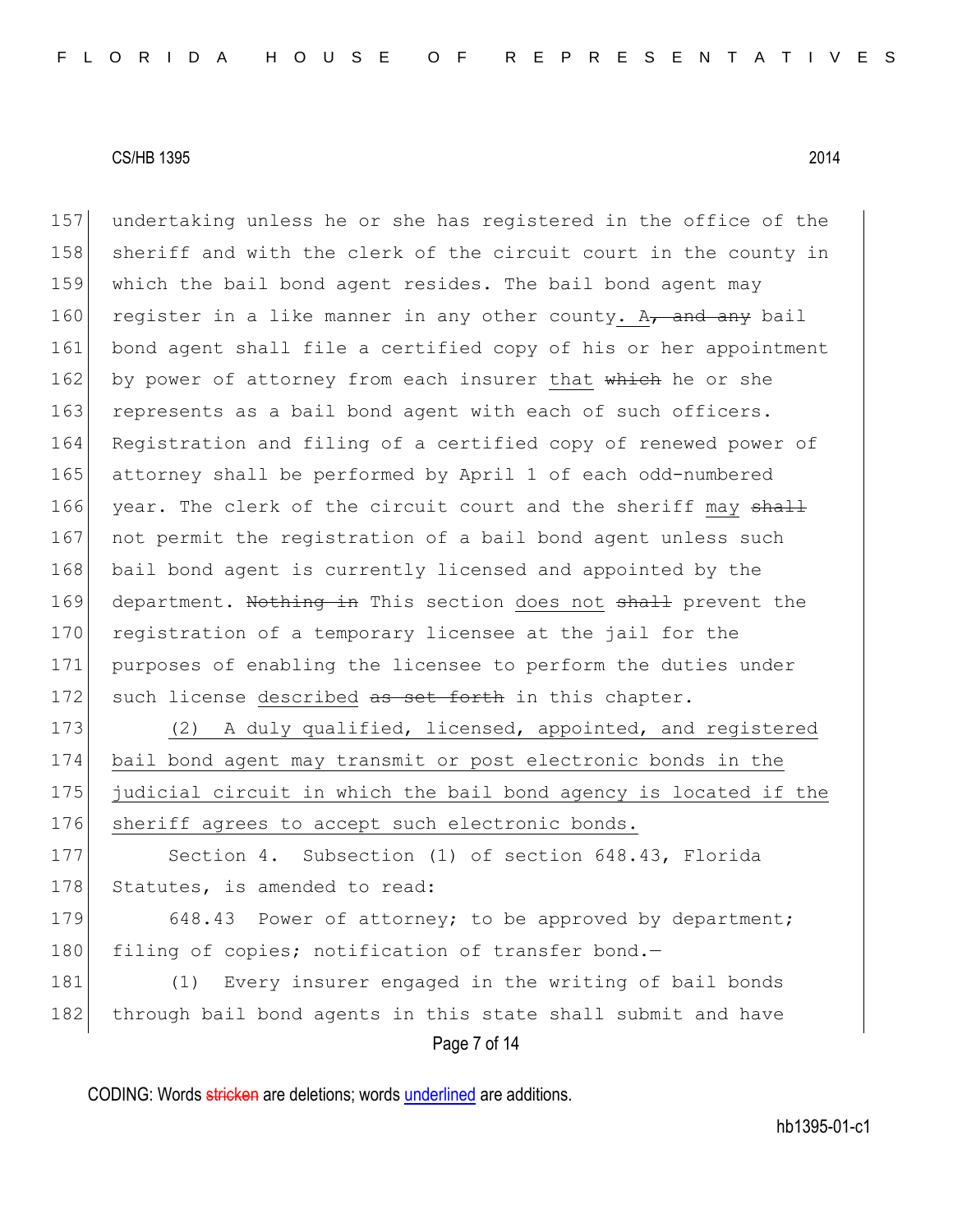157 undertaking unless he or she has registered in the office of the
158 sheriff and with the clerk of the circuit court in the county in
159 which the bail bond agent resides. The bail bond agent may
160 register in a like manner in any other county. A~~, and any~~ bail
161 bond agent shall file a certified copy of his or her appointment
162 by power of attorney from each insurer that ~~which~~ he or she
163 represents as a bail bond agent with each of such officers.
164 Registration and filing of a certified copy of renewed power of
165 attorney shall be performed by April 1 of each odd-numbered
166 year. The clerk of the circuit court and the sheriff may ~~shall~~
167 not permit the registration of a bail bond agent unless such
168 bail bond agent is currently licensed and appointed by the
169 department. ~~Nothing in~~ This section does not ~~shall~~ prevent the
170 registration of a temporary licensee at the jail for the
171 purposes of enabling the licensee to perform the duties under
172 such license described ~~as set forth~~ in this chapter.

173 (2) A duly qualified, licensed, appointed, and registered
174 bail bond agent may transmit or post electronic bonds in the
175 judicial circuit in which the bail bond agency is located if the
176 sheriff agrees to accept such electronic bonds.

177 Section 4. Subsection (1) of section 648.43, Florida
178 Statutes, is amended to read:

179 648.43 Power of attorney; to be approved by department;
180 filing of copies; notification of transfer bond.—

181 (1) Every insurer engaged in the writing of bail bonds
182 through bail bond agents in this state shall submit and have

CODING: Words ~~stricken~~ are deletions; words underlined are additions.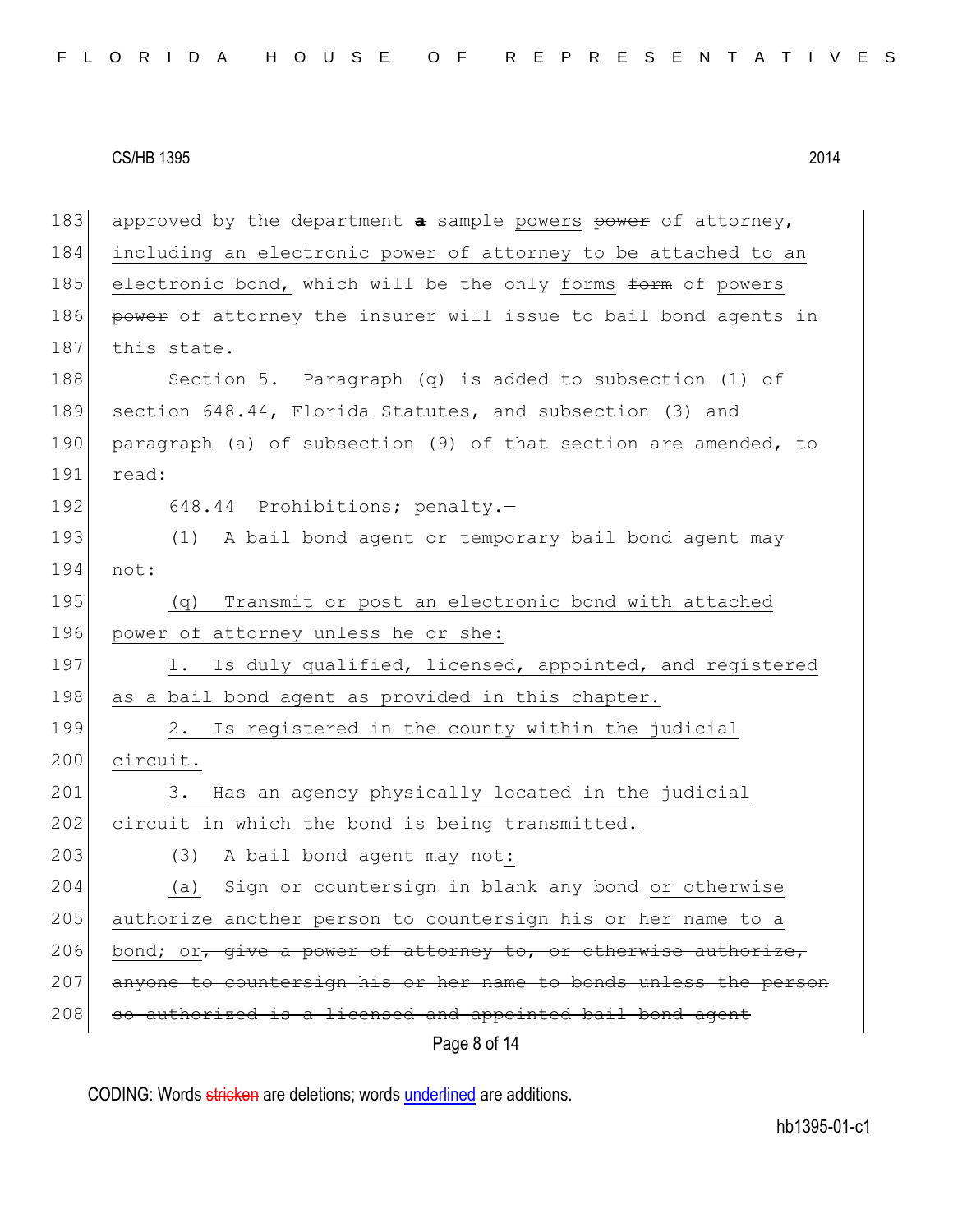approved by the department **a** sample powers ~~power~~ of attorney, including an electronic power of attorney to be attached to an electronic bond, which will be the only forms ~~form~~ of powers ~~power~~ of attorney the insurer will issue to bail bond agents in this state.

Section 5. Paragraph (q) is added to subsection (1) of section 648.44, Florida Statutes, and subsection (3) and paragraph (a) of subsection (9) of that section are amended, to read:

648.44 Prohibitions; penalty.—

(1) A bail bond agent or temporary bail bond agent may not:

(q) Transmit or post an electronic bond with attached power of attorney unless he or she:

1. Is duly qualified, licensed, appointed, and registered as a bail bond agent as provided in this chapter.

2. Is registered in the county within the judicial circuit.

3. Has an agency physically located in the judicial circuit in which the bond is being transmitted.

(3) A bail bond agent may not:

(a) Sign or countersign in blank any bond or otherwise authorize another person to countersign his or her name to a bond; or~~, give a power of attorney to, or otherwise authorize, anyone to countersign his or her name to bonds unless the person so authorized is a licensed and appointed bail bond agent~~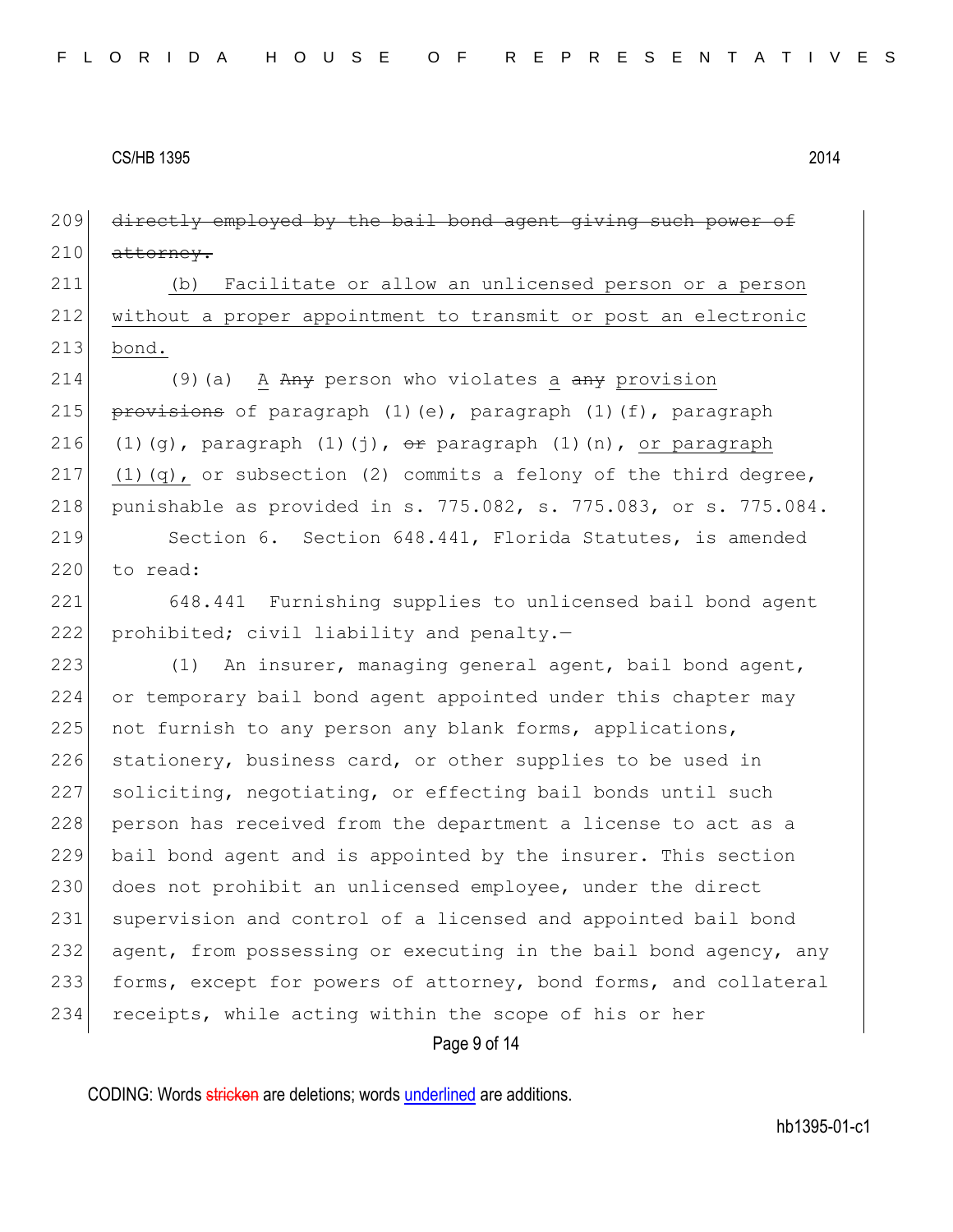~~directly employed by the bail bond agent giving such power of attorney.~~

(b) Facilitate or allow an unlicensed person or a person without a proper appointment to transmit or post an electronic bond.

(9)(a) A ~~Any~~ person who violates a ~~any~~ provision ~~provisions~~ of paragraph (1)(e), paragraph (1)(f), paragraph (1)(g), paragraph (1)(j), ~~or~~ paragraph (1)(n), or paragraph (1)(q), or subsection (2) commits a felony of the third degree, punishable as provided in s. 775.082, s. 775.083, or s. 775.084.

Section 6. Section 648.441, Florida Statutes, is amended to read:

648.441 Furnishing supplies to unlicensed bail bond agent prohibited; civil liability and penalty.—

(1) An insurer, managing general agent, bail bond agent, or temporary bail bond agent appointed under this chapter may not furnish to any person any blank forms, applications, stationery, business card, or other supplies to be used in soliciting, negotiating, or effecting bail bonds until such person has received from the department a license to act as a bail bond agent and is appointed by the insurer. This section does not prohibit an unlicensed employee, under the direct supervision and control of a licensed and appointed bail bond agent, from possessing or executing in the bail bond agency, any forms, except for powers of attorney, bond forms, and collateral receipts, while acting within the scope of his or her

CODING: Words ~~stricken~~ are deletions; words underlined are additions.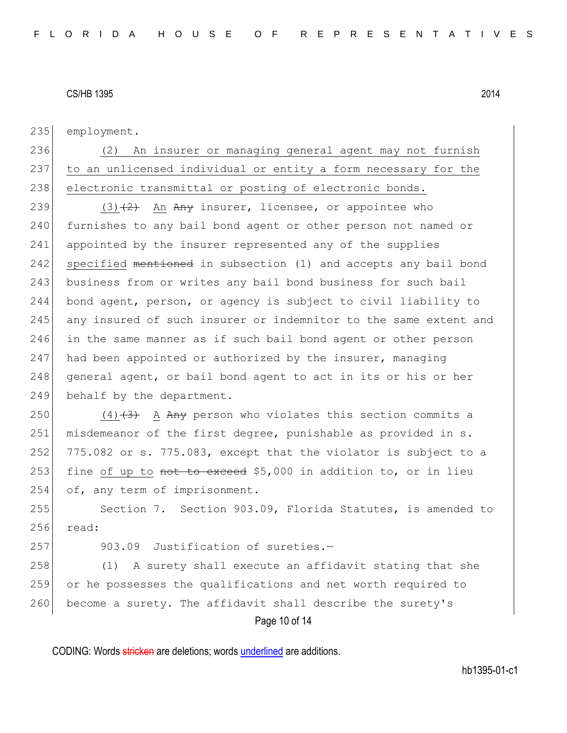employment.

(2) An insurer or managing general agent may not furnish to an unlicensed individual or entity a form necessary for the electronic transmittal or posting of electronic bonds.

(3)~~(2)~~ An ~~Any~~ insurer, licensee, or appointee who furnishes to any bail bond agent or other person not named or appointed by the insurer represented any of the supplies specified ~~mentioned~~ in subsection (1) and accepts any bail bond business from or writes any bail bond business for such bail bond agent, person, or agency is subject to civil liability to any insured of such insurer or indemnitor to the same extent and in the same manner as if such bail bond agent or other person had been appointed or authorized by the insurer, managing general agent, or bail bond agent to act in its or his or her behalf by the department.

(4)~~(3)~~ A ~~Any~~ person who violates this section commits a misdemeanor of the first degree, punishable as provided in s. 775.082 or s. 775.083, except that the violator is subject to a fine of up to ~~not to exceed~~ $5,000 in addition to, or in lieu of, any term of imprisonment.

Section 7. Section 903.09, Florida Statutes, is amended to read:

903.09 Justification of sureties.—

(1) A surety shall execute an affidavit stating that she or he possesses the qualifications and net worth required to become a surety. The affidavit shall describe the surety's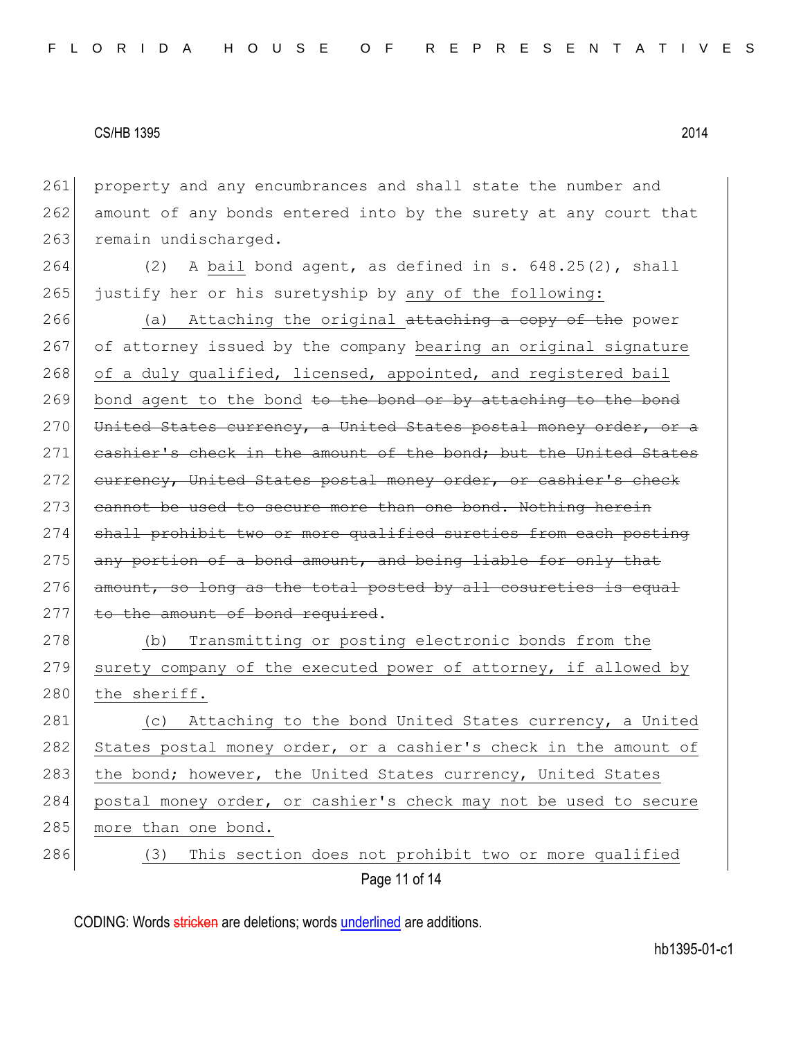261 property and any encumbrances and shall state the number and
262 amount of any bonds entered into by the surety at any court that
263 remain undischarged.

264 (2) A <u>bail</u> bond agent, as defined in s. 648.25(2), shall
265 justify her or his suretyship by <u>any of the following:</u>

266 <u>(a) Attaching the original</u> ~~attaching a copy of the~~ power
267 of attorney issued by the company <u>bearing an original signature</u>
268 <u>of a duly qualified, licensed, appointed, and registered bail</u>
269 <u>bond agent to the bond</u> ~~to the bond or by attaching to the bond~~
270 ~~United States currency, a United States postal money order, or a~~
271 ~~cashier's check in the amount of the bond; but the United States~~
272 ~~currency, United States postal money order, or cashier's check~~
273 ~~cannot be used to secure more than one bond. Nothing herein~~
274 ~~shall prohibit two or more qualified sureties from each posting~~
275 ~~any portion of a bond amount, and being liable for only that~~
276 ~~amount, so long as the total posted by all cosureties is equal~~
277 ~~to the amount of bond required~~.

278 <u>(b) Transmitting or posting electronic bonds from the</u>
279 <u>surety company of the executed power of attorney, if allowed by</u>
280 <u>the sheriff.</u>

281 <u>(c) Attaching to the bond United States currency, a United</u>
282 <u>States postal money order, or a cashier's check in the amount of</u>
283 <u>the bond; however, the United States currency, United States</u>
284 <u>postal money order, or cashier's check may not be used to secure</u>
285 <u>more than one bond.</u>

286 <u>(3) This section does not prohibit two or more qualified</u>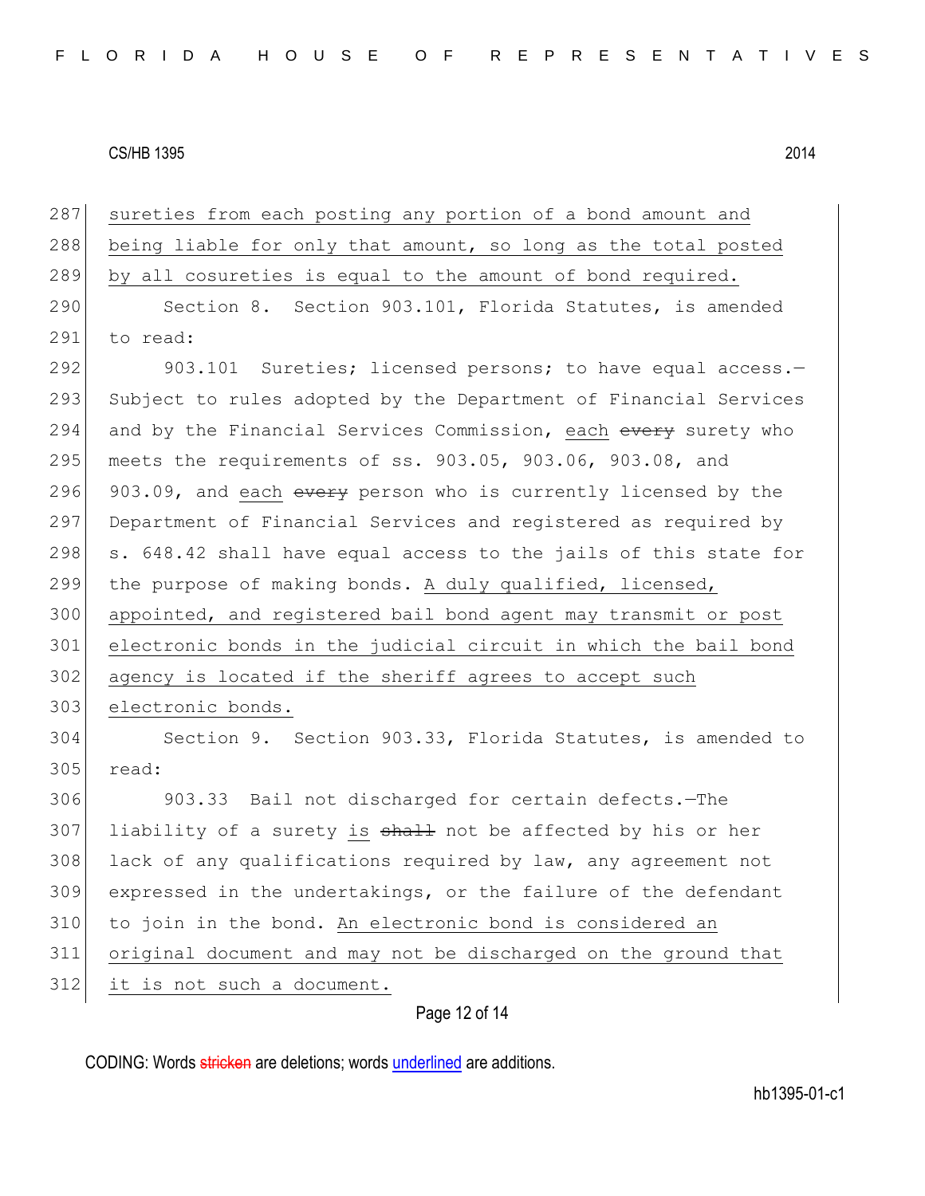287 sureties from each posting any portion of a bond amount and
288 being liable for only that amount, so long as the total posted
289 by all cosureties is equal to the amount of bond required.

290 Section 8. Section 903.101, Florida Statutes, is amended
291 to read:

292 903.101 Sureties; licensed persons; to have equal access.—
293 Subject to rules adopted by the Department of Financial Services
294 and by the Financial Services Commission, each ~~every~~ surety who
295 meets the requirements of ss. 903.05, 903.06, 903.08, and
296 903.09, and each ~~every~~ person who is currently licensed by the
297 Department of Financial Services and registered as required by
298 s. 648.42 shall have equal access to the jails of this state for
299 the purpose of making bonds. A duly qualified, licensed,
300 appointed, and registered bail bond agent may transmit or post
301 electronic bonds in the judicial circuit in which the bail bond
302 agency is located if the sheriff agrees to accept such
303 electronic bonds.

304 Section 9. Section 903.33, Florida Statutes, is amended to
305 read:

306 903.33 Bail not discharged for certain defects.—The
307 liability of a surety is ~~shall~~ not be affected by his or her
308 lack of any qualifications required by law, any agreement not
309 expressed in the undertakings, or the failure of the defendant
310 to join in the bond. An electronic bond is considered an
311 original document and may not be discharged on the ground that
312 it is not such a document.

CODING: Words ~~stricken~~ are deletions; words underlined are additions.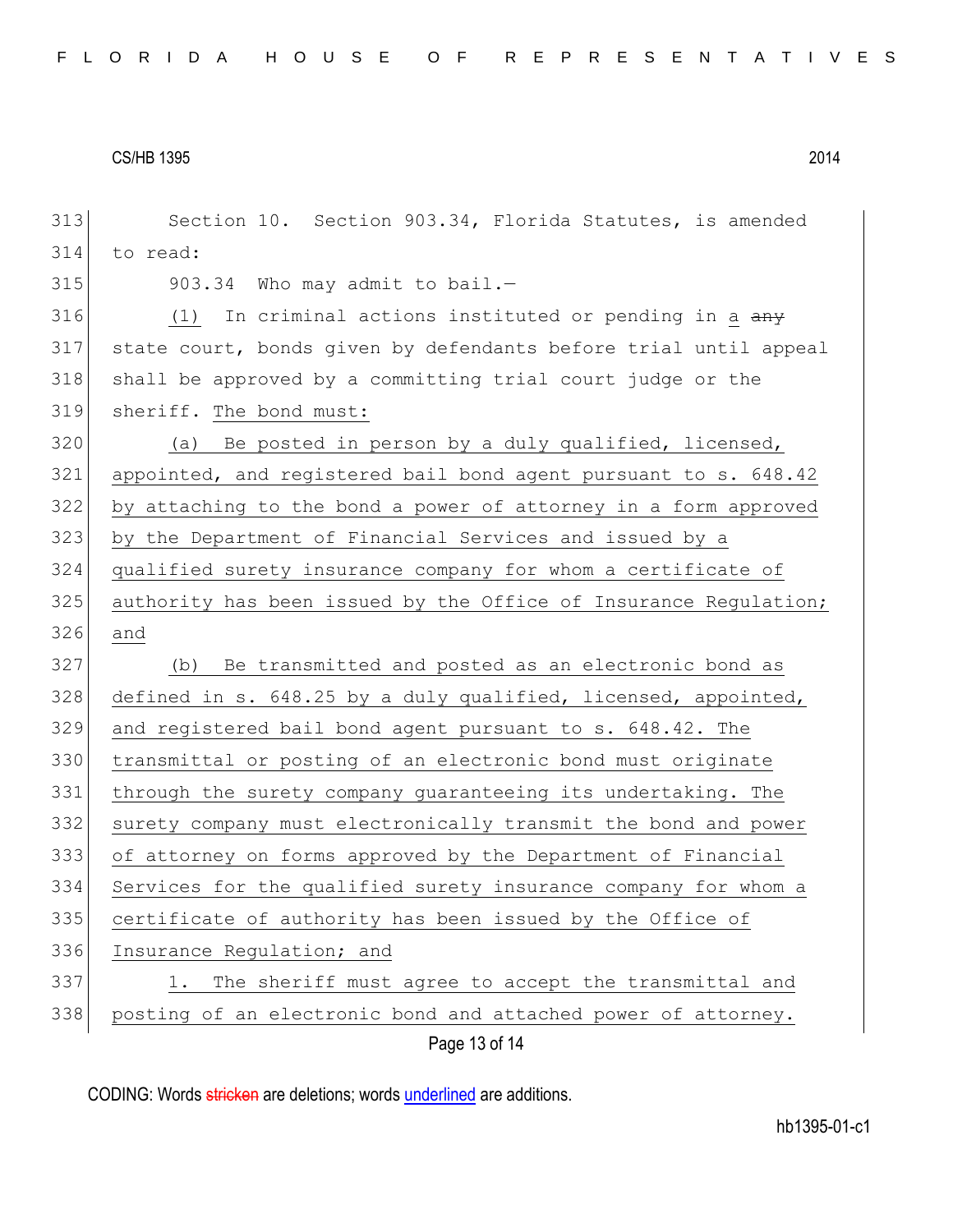Section 10. Section 903.34, Florida Statutes, is amended to read:

903.34 Who may admit to bail.—

(1) In criminal actions instituted or pending in a ~~any~~ state court, bonds given by defendants before trial until appeal shall be approved by a committing trial court judge or the sheriff. The bond must:

(a) Be posted in person by a duly qualified, licensed, appointed, and registered bail bond agent pursuant to s. 648.42 by attaching to the bond a power of attorney in a form approved by the Department of Financial Services and issued by a qualified surety insurance company for whom a certificate of authority has been issued by the Office of Insurance Regulation; and

(b) Be transmitted and posted as an electronic bond as defined in s. 648.25 by a duly qualified, licensed, appointed, and registered bail bond agent pursuant to s. 648.42. The transmittal or posting of an electronic bond must originate through the surety company guaranteeing its undertaking. The surety company must electronically transmit the bond and power of attorney on forms approved by the Department of Financial Services for the qualified surety insurance company for whom a certificate of authority has been issued by the Office of Insurance Regulation; and

1. The sheriff must agree to accept the transmittal and posting of an electronic bond and attached power of attorney.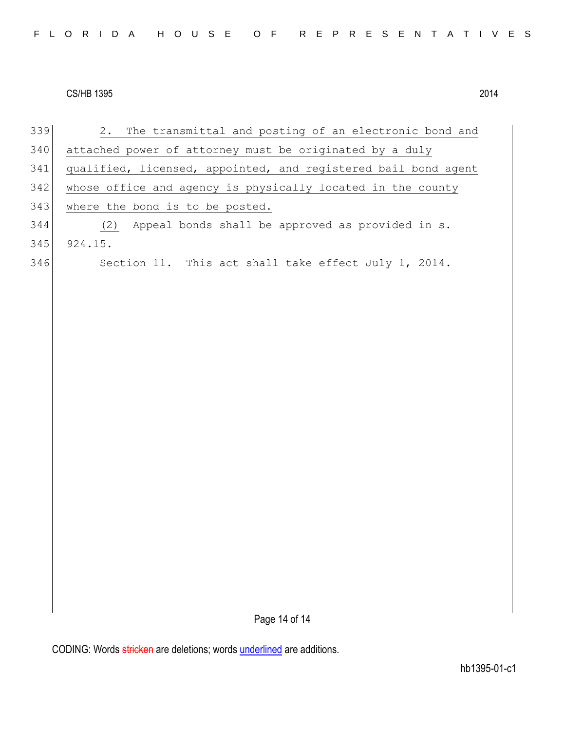2. The transmittal and posting of an electronic bond and attached power of attorney must be originated by a duly qualified, licensed, appointed, and registered bail bond agent whose office and agency is physically located in the county where the bond is to be posted.

(2) Appeal bonds shall be approved as provided in s. 924.15.

Section 11. This act shall take effect July 1, 2014.